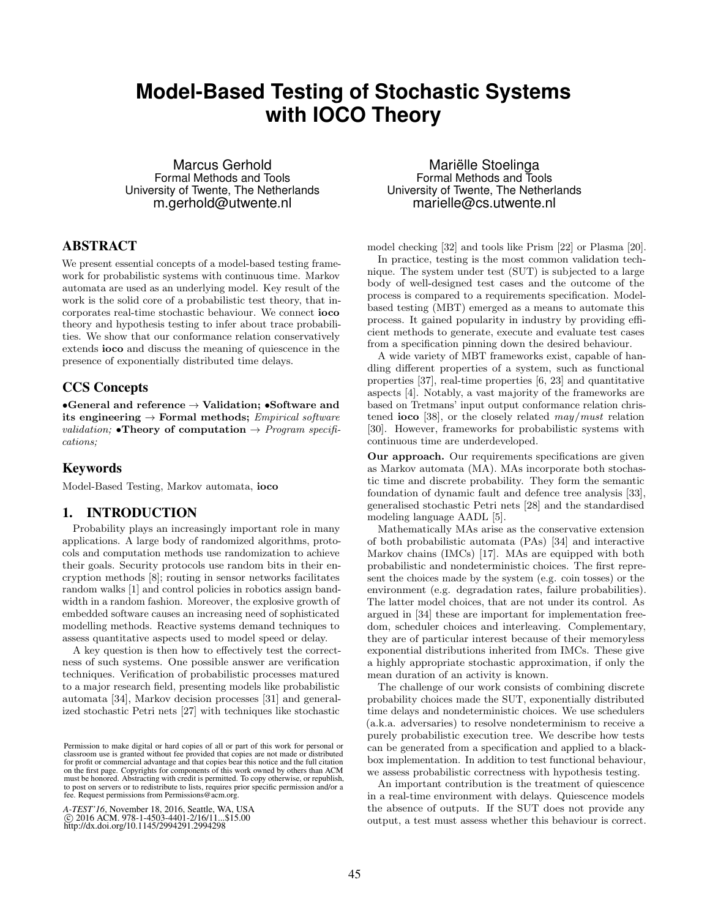# Model-Based Testing of Stochastic Systems with IOCO Theory

Marcus Gerhold
Formal Methods and Tools
University of Twente, The Netherlands
m.gerhold@utwente.nl

Mariëlle Stoelinga
Formal Methods and Tools
University of Twente, The Netherlands
marielle@cs.utwente.nl

## ABSTRACT

We present essential concepts of a model-based testing framework for probabilistic systems with continuous time. Markov automata are used as an underlying model. Key result of the work is the solid core of a probabilistic test theory, that incorporates real-time stochastic behaviour. We connect **ioco** theory and hypothesis testing to infer about trace probabilities. We show that our conformance relation conservatively extends **ioco** and discuss the meaning of quiescence in the presence of exponentially distributed time delays.

## CCS Concepts

•**General and reference** → **Validation;** •**Software and its engineering** → **Formal methods;** *Empirical software validation;* •**Theory of computation** → *Program specifications;*

## Keywords

Model-Based Testing, Markov automata, **ioco**

## 1. INTRODUCTION

Probability plays an increasingly important role in many applications. A large body of randomized algorithms, protocols and computation methods use randomization to achieve their goals. Security protocols use random bits in their encryption methods [8]; routing in sensor networks facilitates random walks [1] and control policies in robotics assign bandwidth in a random fashion. Moreover, the explosive growth of embedded software causes an increasing need of sophisticated modelling methods. Reactive systems demand techniques to assess quantitative aspects used to model speed or delay.

A key question is then how to effectively test the correctness of such systems. One possible answer are verification techniques. Verification of probabilistic processes matured to a major research field, presenting models like probabilistic automata [34], Markov decision processes [31] and generalized stochastic Petri nets [27] with techniques like stochastic model checking [32] and tools like Prism [22] or Plasma [20].

In practice, testing is the most common validation technique. The system under test (SUT) is subjected to a large body of well-designed test cases and the outcome of the process is compared to a requirements specification. Model-based testing (MBT) emerged as a means to automate this process. It gained popularity in industry by providing efficient methods to generate, execute and evaluate test cases from a specification pinning down the desired behaviour.

A wide variety of MBT frameworks exist, capable of handling different properties of a system, such as functional properties [37], real-time properties [6, 23] and quantitative aspects [4]. Notably, a vast majority of the frameworks are based on Tretmans' input output conformance relation christened **ioco** [38], or the closely related *may*/*must* relation [30]. However, frameworks for probabilistic systems with continuous time are underdeveloped.

**Our approach.** Our requirements specifications are given as Markov automata (MA). MAs incorporate both stochastic time and discrete probability. They form the semantic foundation of dynamic fault and defence tree analysis [33], generalised stochastic Petri nets [28] and the standardised modeling language AADL [5].

Mathematically MAs arise as the conservative extension of both probabilistic automata (PAs) [34] and interactive Markov chains (IMCs) [17]. MAs are equipped with both probabilistic and nondeterministic choices. The first represent the choices made by the system (e.g. coin tosses) or the environment (e.g. degradation rates, failure probabilities). The latter model choices, that are not under its control. As argued in [34] these are important for implementation freedom, scheduler choices and interleaving. Complementary, they are of particular interest because of their memoryless exponential distributions inherited from IMCs. These give a highly appropriate stochastic approximation, if only the mean duration of an activity is known.

The challenge of our work consists of combining discrete probability choices made the SUT, exponentially distributed time delays and nondeterministic choices. We use schedulers (a.k.a. adversaries) to resolve nondeterminism to receive a purely probabilistic execution tree. We describe how tests can be generated from a specification and applied to a black-box implementation. In addition to test functional behaviour, we assess probabilistic correctness with hypothesis testing.

An important contribution is the treatment of quiescence in a real-time environment with delays. Quiescence models the absence of outputs. If the SUT does not provide any output, a test must assess whether this behaviour is correct.

Permission to make digital or hard copies of all or part of this work for personal or classroom use is granted without fee provided that copies are not made or distributed for profit or commercial advantage and that copies bear this notice and the full citation on the first page. Copyrights for components of this work owned by others than ACM must be honored. Abstracting with credit is permitted. To copy otherwise, or republish, to post on servers or to redistribute to lists, requires prior specific permission and/or a fee. Request permissions from Permissions@acm.org.

*A-TEST'16*, November 18, 2016, Seattle, WA, USA
© 2016 ACM. 978-1-4503-4401-2/16/11...$15.00
http://dx.doi.org/10.1145/2994291.2994298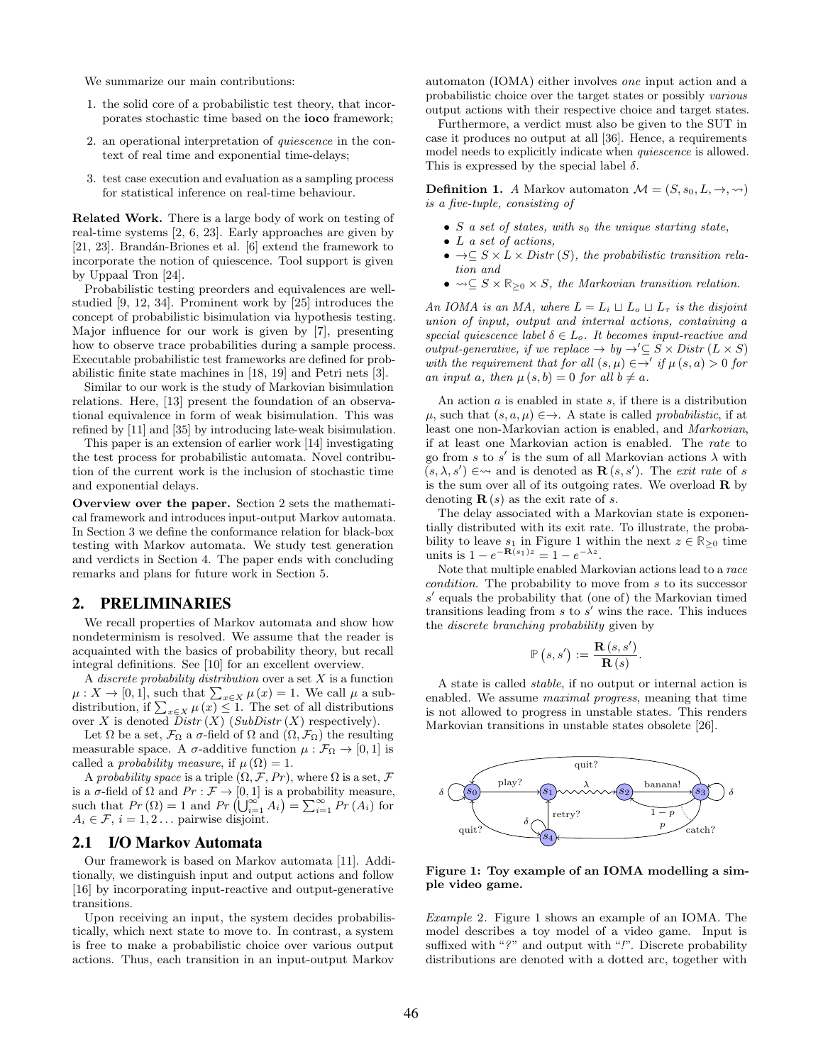We summarize our main contributions:

1. the solid core of a probabilistic test theory, that incorporates stochastic time based on the **ioco** framework;
2. an operational interpretation of *quiescence* in the context of real time and exponential time-delays;
3. test case execution and evaluation as a sampling process for statistical inference on real-time behaviour.

**Related Work.** There is a large body of work on testing of real-time systems [2, 6, 23]. Early approaches are given by [21, 23]. Brandán-Briones et al. [6] extend the framework to incorporate the notion of quiescence. Tool support is given by Uppaal Tron [24].

Probabilistic testing preorders and equivalences are well-studied [9, 12, 34]. Prominent work by [25] introduces the concept of probabilistic bisimulation via hypothesis testing. Major influence for our work is given by [7], presenting how to observe trace probabilities during a sample process. Executable probabilistic test frameworks are defined for probabilistic finite state machines in [18, 19] and Petri nets [3].

Similar to our work is the study of Markovian bisimulation relations. Here, [13] present the foundation of an observational equivalence in form of weak bisimulation. This was refined by [11] and [35] by introducing late-weak bisimulation.

This paper is an extension of earlier work [14] investigating the test process for probabilistic automata. Novel contribution of the current work is the inclusion of stochastic time and exponential delays.

**Overview over the paper.** Section 2 sets the mathematical framework and introduces input-output Markov automata. In Section 3 we define the conformance relation for black-box testing with Markov automata. We study test generation and verdicts in Section 4. The paper ends with concluding remarks and plans for future work in Section 5.

## 2. PRELIMINARIES

We recall properties of Markov automata and show how nondeterminism is resolved. We assume that the reader is acquainted with the basics of probability theory, but recall integral definitions. See [10] for an excellent overview.

A *discrete probability distribution* over a set $X$ is a function $\mu : X \to [0,1]$, such that $\sum_{x \in X} \mu(x) = 1$. We call $\mu$ a subdistribution, if $\sum_{x \in X} \mu(x) \leq 1$. The set of all distributions over $X$ is denoted $Distr(X)$ ($SubDistr(X)$ respectively).

Let $\Omega$ be a set, $\mathcal{F}_\Omega$ a $\sigma$-field of $\Omega$ and $(\Omega, \mathcal{F}_\Omega)$ the resulting measurable space. A $\sigma$-additive function $\mu : \mathcal{F}_\Omega \to [0,1]$ is called a *probability measure*, if $\mu(\Omega) = 1$.

A *probability space* is a triple $(\Omega, \mathcal{F}, Pr)$, where $\Omega$ is a set, $\mathcal{F}$ is a $\sigma$-field of $\Omega$ and $Pr : \mathcal{F} \to [0,1]$ is a probability measure, such that $Pr(\Omega) = 1$ and $Pr\left(\bigcup_{i=1}^{\infty} A_i\right) = \sum_{i=1}^{\infty} Pr(A_i)$ for $A_i \in \mathcal{F}$, $i = 1, 2 \ldots$ pairwise disjoint.

### 2.1 I/O Markov Automata

Our framework is based on Markov automata [11]. Additionally, we distinguish input and output actions and follow [16] by incorporating input-reactive and output-generative transitions.

Upon receiving an input, the system decides probabilistically, which next state to move to. In contrast, a system is free to make a probabilistic choice over various output actions. Thus, each transition in an input-output Markov automaton (IOMA) either involves *one* input action and a probabilistic choice over the target states or possibly *various* output actions with their respective choice and target states.

Furthermore, a verdict must also be given to the SUT in case it produces no output at all [36]. Hence, a requirements model needs to explicitly indicate when *quiescence* is allowed. This is expressed by the special label $\delta$.

**Definition 1.** *A Markov automaton $\mathcal{M} = (S, s_0, L, \to, \rightsquigarrow)$ is a five-tuple, consisting of*

- *$S$ a set of states, with $s_0$ the unique starting state,*
- *$L$ a set of actions,*
- *$\to \subseteq S \times L \times Distr(S)$, the probabilistic transition relation and*
- *$\rightsquigarrow \subseteq S \times \mathbb{R}_{\geq 0} \times S$, the Markovian transition relation.*

*An IOMA is an MA, where $L = L_i \sqcup L_o \sqcup L_\tau$ is the disjoint union of input, output and internal actions, containing a special quiescence label $\delta \in L_o$. It becomes input-reactive and output-generative, if we replace $\to$ by $\to' \subseteq S \times Distr(L \times S)$ with the requirement that for all $(s, \mu) \in \to'$ if $\mu(s, a) > 0$ for an input $a$, then $\mu(s, b) = 0$ for all $b \neq a$.*

An action $a$ is enabled in state $s$, if there is a distribution $\mu$, such that $(s, a, \mu) \in \to$. A state is called *probabilistic*, if at least one non-Markovian action is enabled, and *Markovian*, if at least one Markovian action is enabled. The *rate* to go from $s$ to $s'$ is the sum of all Markovian actions $\lambda$ with $(s, \lambda, s') \in \rightsquigarrow$ and is denoted as $\mathbf{R}(s, s')$. The *exit rate* of $s$ is the sum over all of its outgoing rates. We overload $\mathbf{R}$ by denoting $\mathbf{R}(s)$ as the exit rate of $s$.

The delay associated with a Markovian state is exponentially distributed with its exit rate. To illustrate, the probability to leave $s_1$ in Figure 1 within the next $z \in \mathbb{R}_{\geq 0}$ time units is $1 - e^{-\mathbf{R}(s_1)z} = 1 - e^{-\lambda z}$.

Note that multiple enabled Markovian actions lead to a *race condition*. The probability to move from $s$ to its successor $s'$ equals the probability that (one of) the Markovian timed transitions leading from $s$ to $s'$ wins the race. This induces the *discrete branching probability* given by

$$\mathbb{P}(s, s') := \frac{\mathbf{R}(s, s')}{\mathbf{R}(s)}.$$

A state is called *stable*, if no output or internal action is enabled. We assume *maximal progress*, meaning that time is not allowed to progress in unstable states. This renders Markovian transitions in unstable states obsolete [26].

**Figure 1: Toy example of an IOMA modelling a simple video game.**

*Example* 2. Figure 1 shows an example of an IOMA. The model describes a toy model of a video game. Input is suffixed with "?" and output with "!". Discrete probability distributions are denoted with a dotted arc, together with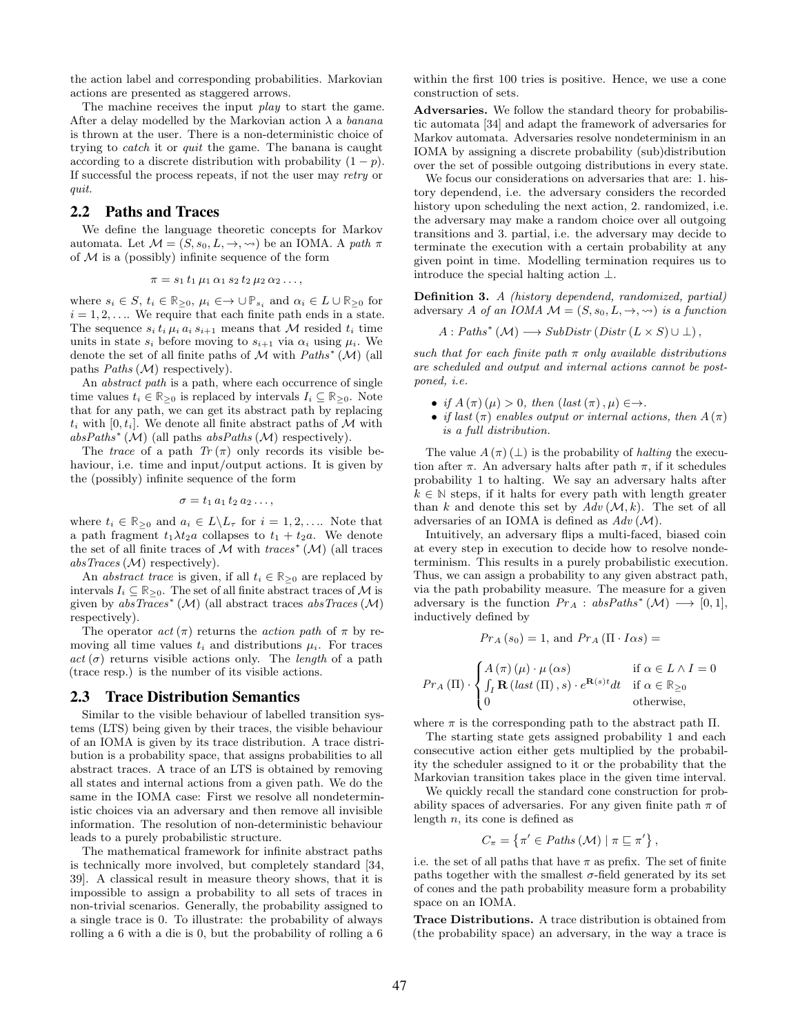the action label and corresponding probabilities. Markovian actions are presented as staggered arrows.

The machine receives the input *play* to start the game. After a delay modelled by the Markovian action $\lambda$ a *banana* is thrown at the user. There is a non-deterministic choice of trying to *catch* it or *quit* the game. The banana is caught according to a discrete distribution with probability $(1-p)$. If successful the process repeats, if not the user may *retry* or *quit*.

## 2.2 Paths and Traces

We define the language theoretic concepts for Markov automata. Let $\mathcal{M} = (S, s_0, L, \rightarrow, \rightsquigarrow)$ be an IOMA. A *path* $\pi$ of $\mathcal{M}$ is a (possibly) infinite sequence of the form

$$\pi = s_1\, t_1\, \mu_1\, \alpha_1\, s_2\, t_2\, \mu_2\, \alpha_2 \ldots,$$

where $s_i \in S$, $t_i \in \mathbb{R}_{\geq 0}$, $\mu_i \in \rightarrow \cup \mathbb{P}_{s_i}$ and $\alpha_i \in L \cup \mathbb{R}_{\geq 0}$ for $i = 1, 2, \ldots$. We require that each finite path ends in a state. The sequence $s_i\, t_i\, \mu_i\, a_i\, s_{i+1}$ means that $\mathcal{M}$ resided $t_i$ time units in state $s_i$ before moving to $s_{i+1}$ via $\alpha_i$ using $\mu_i$. We denote the set of all finite paths of $\mathcal{M}$ with $Paths^*(\mathcal{M})$ (all paths $Paths(\mathcal{M})$ respectively).

An *abstract path* is a path, where each occurrence of single time values $t_i \in \mathbb{R}_{\geq 0}$ is replaced by intervals $I_i \subseteq \mathbb{R}_{\geq 0}$. Note that for any path, we can get its abstract path by replacing $t_i$ with $[0, t_i]$. We denote all finite abstract paths of $\mathcal{M}$ with $absPaths^*(\mathcal{M})$ (all paths $absPaths(\mathcal{M})$ respectively).

The *trace* of a path $Tr(\pi)$ only records its visible behaviour, i.e. time and input/output actions. It is given by the (possibly) infinite sequence of the form

$$\sigma = t_1\, a_1\, t_2\, a_2 \ldots,$$

where $t_i \in \mathbb{R}_{\geq 0}$ and $a_i \in L \backslash L_\tau$ for $i = 1, 2, \ldots$. Note that a path fragment $t_1 \lambda t_2 a$ collapses to $t_1 + t_2 a$. We denote the set of all finite traces of $\mathcal{M}$ with $traces^*(\mathcal{M})$ (all traces $absTraces(\mathcal{M})$ respectively).

An *abstract trace* is given, if all $t_i \in \mathbb{R}_{\geq 0}$ are replaced by intervals $I_i \subseteq \mathbb{R}_{\geq 0}$. The set of all finite abstract traces of $\mathcal{M}$ is given by $absTraces^*(\mathcal{M})$ (all abstract traces $absTraces(\mathcal{M})$ respectively).

The operator $act(\pi)$ returns the *action path* of $\pi$ by removing all time values $t_i$ and distributions $\mu_i$. For traces $act(\sigma)$ returns visible actions only. The *length* of a path (trace resp.) is the number of its visible actions.

## 2.3 Trace Distribution Semantics

Similar to the visible behaviour of labelled transition systems (LTS) being given by their traces, the visible behaviour of an IOMA is given by its trace distribution. A trace distribution is a probability space, that assigns probabilities to all abstract traces. A trace of an LTS is obtained by removing all states and internal actions from a given path. We do the same in the IOMA case: First we resolve all nondeterministic choices via an adversary and then remove all invisible information. The resolution of non-deterministic behaviour leads to a purely probabilistic structure.

The mathematical framework for infinite abstract paths is technically more involved, but completely standard [34, 39]. A classical result in measure theory shows, that it is impossible to assign a probability to all sets of traces in non-trivial scenarios. Generally, the probability assigned to a single trace is 0. To illustrate: the probability of always rolling a 6 with a die is 0, but the probability of rolling a 6 within the first 100 tries is positive. Hence, we use a cone construction of sets.

**Adversaries.** We follow the standard theory for probabilistic automata [34] and adapt the framework of adversaries for Markov automata. Adversaries resolve nondeterminism in an IOMA by assigning a discrete probability (sub)distribution over the set of possible outgoing distributions in every state.

We focus our considerations on adversaries that are: 1. history dependend, i.e. the adversary considers the recorded history upon scheduling the next action, 2. randomized, i.e. the adversary may make a random choice over all outgoing transitions and 3. partial, i.e. the adversary may decide to terminate the execution with a certain probability at any given point in time. Modelling termination requires us to introduce the special halting action $\perp$.

**Definition 3.** *A (history dependend, randomized, partial) adversary $A$ of an IOMA $\mathcal{M} = (S, s_0, L, \rightarrow, \rightsquigarrow)$ is a function*

$$A : Paths^*(\mathcal{M}) \longrightarrow SubDistr\left(Distr\left(L \times S\right) \cup \perp\right),$$

*such that for each finite path $\pi$ only available distributions are scheduled and output and internal actions cannot be postponed, i.e.*

- *if $A(\pi)(\mu) > 0$, then $(last(\pi), \mu) \in \rightarrow$.*
- *if $last(\pi)$ enables output or internal actions, then $A(\pi)$ is a full distribution.*

The value $A(\pi)(\perp)$ is the probability of *halting* the execution after $\pi$. An adversary halts after path $\pi$, if it schedules probability 1 to halting. We say an adversary halts after $k \in \mathbb{N}$ steps, if it halts for every path with length greater than $k$ and denote this set by $Adv(\mathcal{M}, k)$. The set of all adversaries of an IOMA is defined as $Adv(\mathcal{M})$.

Intuitively, an adversary flips a multi-faced, biased coin at every step in execution to decide how to resolve nondeterminism. This results in a purely probabilistic execution. Thus, we can assign a probability to any given abstract path, via the path probability measure. The measure for a given adversary is the function $Pr_A : absPaths^*(\mathcal{M}) \longrightarrow [0, 1]$, inductively defined by

$$Pr_A(s_0) = 1, \text{ and } Pr_A(\Pi \cdot I \alpha s) =$$

$$Pr_A(\Pi) \cdot \begin{cases} A(\pi)(\mu) \cdot \mu(\alpha s) & \text{if } \alpha \in L \wedge I = 0 \\ \int_I \mathbf{R}(last(\Pi), s) \cdot e^{\mathbf{R}(s)t} dt & \text{if } \alpha \in \mathbb{R}_{\geq 0} \\ 0 & \text{otherwise,} \end{cases}$$

where $\pi$ is the corresponding path to the abstract path $\Pi$.

The starting state gets assigned probability 1 and each consecutive action either gets multiplied by the probability the scheduler assigned to it or the probability that the Markovian transition takes place in the given time interval.

We quickly recall the standard cone construction for probability spaces of adversaries. For any given finite path $\pi$ of length $n$, its cone is defined as

$$C_\pi = \left\{\pi' \in Paths(\mathcal{M}) \mid \pi \sqsubseteq \pi'\right\},$$

i.e. the set of all paths that have $\pi$ as prefix. The set of finite paths together with the smallest $\sigma$-field generated by its set of cones and the path probability measure form a probability space on an IOMA.

**Trace Distributions.** A trace distribution is obtained from (the probability space) an adversary, in the way a trace is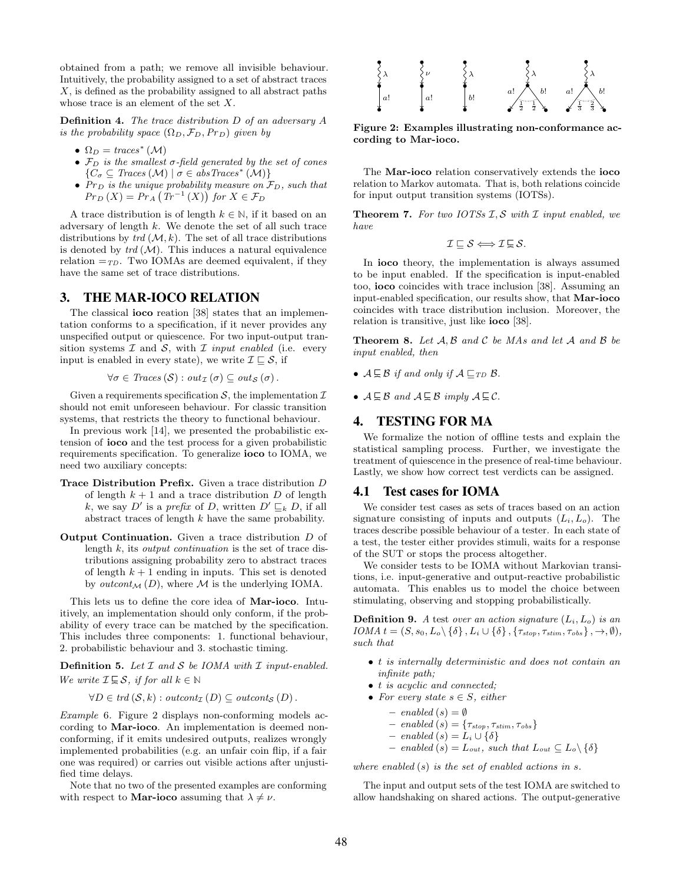obtained from a path; we remove all invisible behaviour. Intuitively, the probability assigned to a set of abstract traces $X$, is defined as the probability assigned to all abstract paths whose trace is an element of the set $X$.

**Definition 4.** *The trace distribution $D$ of an adversary $A$ is the probability space $(\Omega_D, \mathcal{F}_D, Pr_D)$ given by*

- $\Omega_D = \mathit{traces}^*(\mathcal{M})$
- *$\mathcal{F}_D$ is the smallest $\sigma$-field generated by the set of cones $\{C_\sigma \subseteq \mathit{Traces}(\mathcal{M}) \mid \sigma \in \mathit{absTraces}^*(\mathcal{M})\}$*
- *$Pr_D$ is the unique probability measure on $\mathcal{F}_D$, such that $Pr_D(X) = Pr_A(Tr^{-1}(X))$ for $X \in \mathcal{F}_D$*

A trace distribution is of length $k \in \mathbb{N}$, if it based on an adversary of length $k$. We denote the set of all such trace distributions by $\mathit{trd}(\mathcal{M}, k)$. The set of all trace distributions is denoted by $\mathit{trd}(\mathcal{M})$. This induces a natural equivalence relation $=_{TD}$. Two IOMAs are deemed equivalent, if they have the same set of trace distributions.

## 3. THE MAR-IOCO RELATION

The classical **ioco** reation [38] states that an implementation conforms to a specification, if it never provides any unspecified output or quiescence. For two input-output transition systems $\mathcal{I}$ and $\mathcal{S}$, with $\mathcal{I}$ *input enabled* (i.e. every input is enabled in every state), we write $\mathcal{I} \sqsubseteq \mathcal{S}$, if

$$\forall \sigma \in \mathit{Traces}(\mathcal{S}) : \mathit{out}_{\mathcal{I}}(\sigma) \subseteq \mathit{out}_{\mathcal{S}}(\sigma).$$

Given a requirements specification $\mathcal{S}$, the implementation $\mathcal{I}$ should not emit unforeseen behaviour. For classic transition systems, that restricts the theory to functional behaviour.

In previous work [14], we presented the probabilistic extension of **ioco** and the test process for a given probabilistic requirements specification. To generalize **ioco** to IOMA, we need two auxiliary concepts:

**Trace Distribution Prefix.** Given a trace distribution $D$ of length $k+1$ and a trace distribution $D$ of length $k$, we say $D'$ is a *prefix* of $D$, written $D' \sqsubseteq_k D$, if all abstract traces of length $k$ have the same probability.

**Output Continuation.** Given a trace distribution $D$ of length $k$, its *output continuation* is the set of trace distributions assigning probability zero to abstract traces of length $k+1$ ending in inputs. This set is denoted by $\mathit{outcont}_{\mathcal{M}}(D)$, where $\mathcal{M}$ is the underlying IOMA.

This lets us to define the core idea of **Mar-ioco**. Intuitively, an implementation should only conform, if the probability of every trace can be matched by the specification. This includes three components: 1. functional behaviour, 2. probabilistic behaviour and 3. stochastic timing.

**Definition 5.** *Let $\mathcal{I}$ and $\mathcal{S}$ be IOMA with $\mathcal{I}$ input-enabled. We write $\mathcal{I} \sqsubseteq_{\mathcal{M}} \mathcal{S}$, if for all $k \in \mathbb{N}$*

$$\forall D \in \mathit{trd}(\mathcal{S}, k) : \mathit{outcont}_{\mathcal{I}}(D) \subseteq \mathit{outconts}_{\mathcal{S}}(D).$$

*Example* 6. Figure 2 displays non-conforming models according to **Mar-ioco**. An implementation is deemed nonconforming, if it emits undesired outputs, realizes wrongly implemented probabilities (e.g. an unfair coin flip, if a fair one was required) or carries out visible actions after unjustified time delays.

Note that no two of the presented examples are conforming with respect to **Mar-ioco** assuming that $\lambda \neq \nu$.

**Figure 2: Examples illustrating non-conformance according to Mar-ioco.**

The **Mar-ioco** relation conservatively extends the **ioco** relation to Markov automata. That is, both relations coincide for input output transition systems (IOTSs).

**Theorem 7.** *For two IOTSs $\mathcal{I}, \mathcal{S}$ with $\mathcal{I}$ input enabled, we have*

$$\mathcal{I} \sqsubseteq \mathcal{S} \Longleftrightarrow \mathcal{I} \sqsubseteq_{\mathcal{M}} \mathcal{S}.$$

In **ioco** theory, the implementation is always assumed to be input enabled. If the specification is input-enabled too, **ioco** coincides with trace inclusion [38]. Assuming an input-enabled specification, our results show, that **Mar-ioco** coincides with trace distribution inclusion. Moreover, the relation is transitive, just like **ioco** [38].

**Theorem 8.** *Let $\mathcal{A}, \mathcal{B}$ and $\mathcal{C}$ be MAs and let $\mathcal{A}$ and $\mathcal{B}$ be input enabled, then*

- *$\mathcal{A} \sqsubseteq_{\mathcal{M}} \mathcal{B}$ if and only if $\mathcal{A} \sqsubseteq_{TD} \mathcal{B}$.*
- *$\mathcal{A} \sqsubseteq_{\mathcal{M}} \mathcal{B}$ and $\mathcal{A} \sqsubseteq_{\mathcal{M}} \mathcal{B}$ imply $\mathcal{A} \sqsubseteq_{\mathcal{M}} \mathcal{C}$.*

## 4. TESTING FOR MA

We formalize the notion of offline tests and explain the statistical sampling process. Further, we investigate the treatment of quiescence in the presence of real-time behaviour. Lastly, we show how correct test verdicts can be assigned.

### 4.1 Test cases for IOMA

We consider test cases as sets of traces based on an action signature consisting of inputs and outputs $(L_i, L_o)$. The traces describe possible behaviour of a tester. In each state of a test, the tester either provides stimuli, waits for a response of the SUT or stops the process altogether.

We consider tests to be IOMA without Markovian transitions, i.e. input-generative and output-reactive probabilistic automata. This enables us to model the choice between stimulating, observing and stopping probabilistically.

**Definition 9.** *A test over an action signature $(L_i, L_o)$ is an IOMA $t = (S, s_0, L_o \setminus \{\delta\}, L_i \cup \{\delta\}, \{\tau_{stop}, \tau_{stim}, \tau_{obs}\}, \rightarrow, \emptyset)$, such that*

- *$t$ is internally deterministic and does not contain an infinite path;*
- *$t$ is acyclic and connected;*
- *For every state $s \in S$, either*
  - *$\mathit{enabled}(s) = \emptyset$*
  - *$\mathit{enabled}(s) = \{\tau_{stop}, \tau_{stim}, \tau_{obs}\}$*
  - *$\mathit{enabled}(s) = L_i \cup \{\delta\}$*
  - *$\mathit{enabled}(s) = L_{out}$, such that $L_{out} \subseteq L_o \setminus \{\delta\}$*

*where $\mathit{enabled}(s)$ is the set of enabled actions in $s$.*

The input and output sets of the test IOMA are switched to allow handshaking on shared actions. The output-generative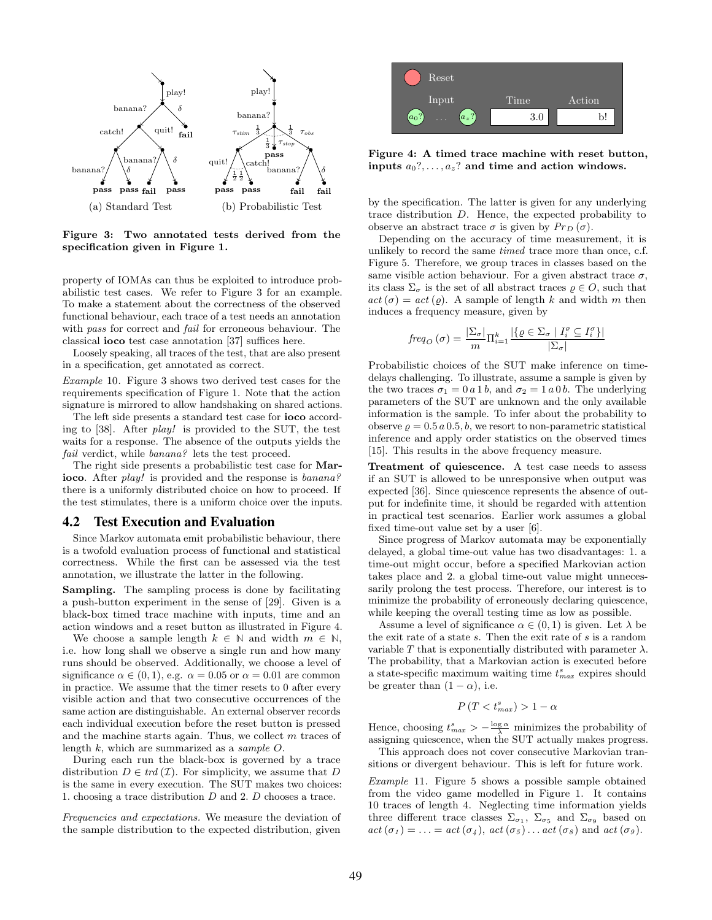(a) Standard Test (b) Probabilistic Test

**Figure 3: Two annotated tests derived from the specification given in Figure 1.**

property of IOMAs can thus be exploited to introduce probabilistic test cases. We refer to Figure 3 for an example. To make a statement about the correctness of the observed functional behaviour, each trace of a test needs an annotation with *pass* for correct and *fail* for erroneous behaviour. The classical **ioco** test case annotation [37] suffices here.

Loosely speaking, all traces of the test, that are also present in a specification, get annotated as correct.

*Example* 10. Figure 3 shows two derived test cases for the requirements specification of Figure 1. Note that the action signature is mirrored to allow handshaking on shared actions.

The left side presents a standard test case for **ioco** according to [38]. After *play!* is provided to the SUT, the test waits for a response. The absence of the outputs yields the *fail* verdict, while *banana?* lets the test proceed.

The right side presents a probabilistic test case for **Marioco**. After *play!* is provided and the response is *banana?* there is a uniformly distributed choice on how to proceed. If the test stimulates, there is a uniform choice over the inputs.

## 4.2 Test Execution and Evaluation

Since Markov automata emit probabilistic behaviour, there is a twofold evaluation process of functional and statistical correctness. While the first can be assessed via the test annotation, we illustrate the latter in the following.

**Sampling.** The sampling process is done by facilitating a push-button experiment in the sense of [29]. Given is a black-box timed trace machine with inputs, time and an action windows and a reset button as illustrated in Figure 4.

We choose a sample length $k \in \mathbb{N}$ and width $m \in \mathbb{N}$, i.e. how long shall we observe a single run and how many runs should be observed. Additionally, we choose a level of significance $\alpha \in (0, 1)$, e.g. $\alpha = 0.05$ or $\alpha = 0.01$ are common in practice. We assume that the timer resets to 0 after every visible action and that two consecutive occurrences of the same action are distinguishable. An external observer records each individual execution before the reset button is pressed and the machine starts again. Thus, we collect $m$ traces of length $k$, which are summarized as a *sample* $O$.

During each run the black-box is governed by a trace distribution $D \in trd(\mathcal{I})$. For simplicity, we assume that $D$ is the same in every execution. The SUT makes two choices: 1. choosing a trace distribution $D$ and 2. $D$ chooses a trace.

*Frequencies and expectations.* We measure the deviation of the sample distribution to the expected distribution, given

| Reset | | |
|---|---|---|
| Input | Time | Action |
| $a_0?$ ... $a_z?$ | 3.0 | b! |

**Figure 4: A timed trace machine with reset button, inputs $a_0?, \ldots, a_z?$ and time and action windows.**

by the specification. The latter is given for any underlying trace distribution $D$. Hence, the expected probability to observe an abstract trace $\sigma$ is given by $Pr_D(\sigma)$.

Depending on the accuracy of time measurement, it is unlikely to record the same *timed* trace more than once, c.f. Figure 5. Therefore, we group traces in classes based on the same visible action behaviour. For a given abstract trace $\sigma$, its class $\Sigma_\sigma$ is the set of all abstract traces $\varrho \in O$, such that $act(\sigma) = act(\varrho)$. A sample of length $k$ and width $m$ then induces a frequency measure, given by

$$freq_O(\sigma) = \frac{|\Sigma_\sigma|}{m} \Pi_{i=1}^{k} \frac{|\{\varrho \in \Sigma_\sigma \mid I_i^\varrho \subseteq I_i^\sigma\}|}{|\Sigma_\sigma|}$$

Probabilistic choices of the SUT make inference on time-delays challenging. To illustrate, assume a sample is given by the two traces $\sigma_1 = 0\,a\,1\,b$, and $\sigma_2 = 1\,a\,0\,b$. The underlying parameters of the SUT are unknown and the only available information is the sample. To infer about the probability to observe $\varrho = 0.5\,a\,0.5, b$, we resort to non-parametric statistical inference and apply order statistics on the observed times [15]. This results in the above frequency measure.

**Treatment of quiescence.** A test case needs to assess if an SUT is allowed to be unresponsive when output was expected [36]. Since quiescence represents the absence of output for indefinite time, it should be regarded with attention in practical test scenarios. Earlier work assumes a global fixed time-out value set by a user [6].

Since progress of Markov automata may be exponentially delayed, a global time-out value has two disadvantages: 1. a time-out might occur, before a specified Markovian action takes place and 2. a global time-out value might unnecessarily prolong the test process. Therefore, our interest is to minimize the probability of erroneously declaring quiescence, while keeping the overall testing time as low as possible.

Assume a level of significance $\alpha \in (0, 1)$ is given. Let $\lambda$ be the exit rate of a state $s$. Then the exit rate of $s$ is a random variable $T$ that is exponentially distributed with parameter $\lambda$. The probability, that a Markovian action is executed before a state-specific maximum waiting time $t^s_{max}$ expires should be greater than $(1 - \alpha)$, i.e.

$$P(T < t^s_{max}) > 1 - \alpha$$

Hence, choosing $t^s_{max} > -\frac{\log \alpha}{\lambda}$ minimizes the probability of assigning quiescence, when the SUT actually makes progress.

This approach does not cover consecutive Markovian transitions or divergent behaviour. This is left for future work.

*Example* 11. Figure 5 shows a possible sample obtained from the video game modelled in Figure 1. It contains 10 traces of length 4. Neglecting time information yields three different trace classes $\Sigma_{\sigma_1}$, $\Sigma_{\sigma_5}$ and $\Sigma_{\sigma_9}$ based on $act(\sigma_1) = \ldots = act(\sigma_4)$, $act(\sigma_5) \ldots act(\sigma_8)$ and $act(\sigma_9)$.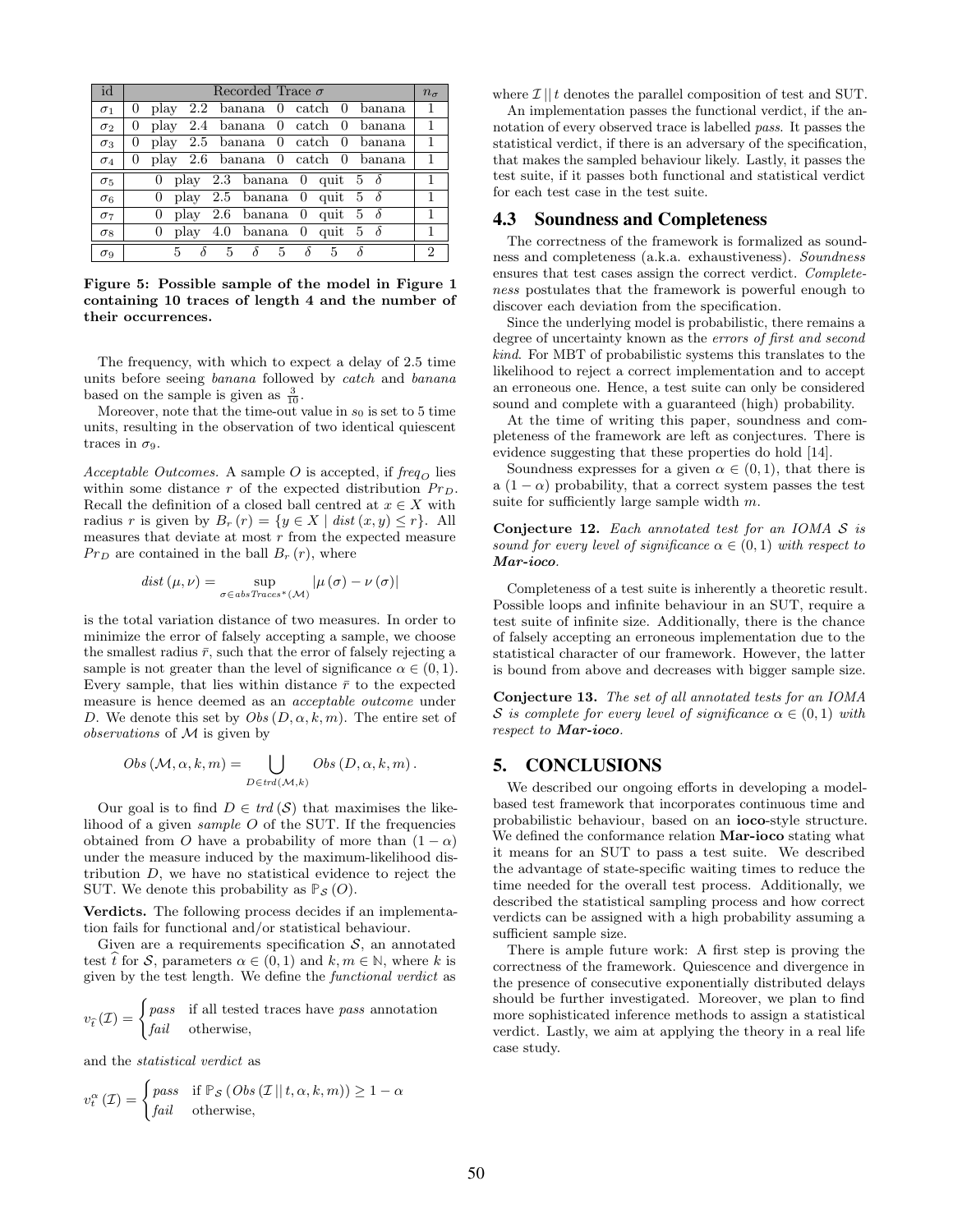| id | Recorded Trace $\sigma$ | $n_\sigma$ |
|---|---|---|
| $\sigma_1$ | 0 play 2.2 banana 0 catch 0 banana | 1 |
| $\sigma_2$ | 0 play 2.4 banana 0 catch 0 banana | 1 |
| $\sigma_3$ | 0 play 2.5 banana 0 catch 0 banana | 1 |
| $\sigma_4$ | 0 play 2.6 banana 0 catch 0 banana | 1 |
| $\sigma_5$ | 0 play 2.3 banana 0 quit 5 $\delta$ | 1 |
| $\sigma_6$ | 0 play 2.5 banana 0 quit 5 $\delta$ | 1 |
| $\sigma_7$ | 0 play 2.6 banana 0 quit 5 $\delta$ | 1 |
| $\sigma_8$ | 0 play 4.0 banana 0 quit 5 $\delta$ | 1 |
| $\sigma_9$ | 5 $\delta$ 5 $\delta$ 5 $\delta$ 5 $\delta$ | 2 |

**Figure 5: Possible sample of the model in Figure 1 containing 10 traces of length 4 and the number of their occurrences.**

The frequency, with which to expect a delay of 2.5 time units before seeing *banana* followed by *catch* and *banana* based on the sample is given as $\frac{3}{10}$.

Moreover, note that the time-out value in $s_0$ is set to 5 time units, resulting in the observation of two identical quiescent traces in $\sigma_9$.

*Acceptable Outcomes.* A sample $O$ is accepted, if $freq_O$ lies within some distance $r$ of the expected distribution $Pr_D$. Recall the definition of a closed ball centred at $x \in X$ with radius $r$ is given by $B_r(r) = \{y \in X \mid dist(x, y) \leq r\}$. All measures that deviate at most $r$ from the expected measure $Pr_D$ are contained in the ball $B_r(r)$, where

$$dist(\mu, \nu) = \sup_{\sigma \in absTraces^*(\mathcal{M})} |\mu(\sigma) - \nu(\sigma)|$$

is the total variation distance of two measures. In order to minimize the error of falsely accepting a sample, we choose the smallest radius $\bar{r}$, such that the error of falsely rejecting a sample is not greater than the level of significance $\alpha \in (0, 1)$. Every sample, that lies within distance $\bar{r}$ to the expected measure is hence deemed as an *acceptable outcome* under $D$. We denote this set by $Obs(D, \alpha, k, m)$. The entire set of *observations* of $\mathcal{M}$ is given by

$$Obs(\mathcal{M}, \alpha, k, m) = \bigcup_{D \in trd(\mathcal{M}, k)} Obs(D, \alpha, k, m).$$

Our goal is to find $D \in trd(\mathcal{S})$ that maximises the likelihood of a given *sample* $O$ of the SUT. If the frequencies obtained from $O$ have a probability of more than $(1 - \alpha)$ under the measure induced by the maximum-likelihood distribution $D$, we have no statistical evidence to reject the SUT. We denote this probability as $\mathbb{P}_{\mathcal{S}}(O)$.

**Verdicts.** The following process decides if an implementation fails for functional and/or statistical behaviour.

Given are a requirements specification $\mathcal{S}$, an annotated test $\hat{t}$ for $\mathcal{S}$, parameters $\alpha \in (0, 1)$ and $k, m \in \mathbb{N}$, where $k$ is given by the test length. We define the *functional verdict* as

$$v_{\hat{t}}(\mathcal{I}) = \begin{cases} pass & \text{if all tested traces have } pass \text{ annotation} \\ fail & \text{otherwise,} \end{cases}$$

and the *statistical verdict* as

$$v_t^{\alpha}(\mathcal{I}) = \begin{cases} pass & \text{if } \mathbb{P}_{\mathcal{S}}(Obs(\mathcal{I} \,||\, t, \alpha, k, m)) \geq 1 - \alpha \\ fail & \text{otherwise,} \end{cases}$$

where $\mathcal{I} \,||\, t$ denotes the parallel composition of test and SUT.

An implementation passes the functional verdict, if the annotation of every observed trace is labelled *pass*. It passes the statistical verdict, if there is an adversary of the specification, that makes the sampled behaviour likely. Lastly, it passes the test suite, if it passes both functional and statistical verdict for each test case in the test suite.

## 4.3 Soundness and Completeness

The correctness of the framework is formalized as soundness and completeness (a.k.a. exhaustiveness). *Soundness* ensures that test cases assign the correct verdict. *Completeness* postulates that the framework is powerful enough to discover each deviation from the specification.

Since the underlying model is probabilistic, there remains a degree of uncertainty known as the *errors of first and second kind*. For MBT of probabilistic systems this translates to the likelihood to reject a correct implementation and to accept an erroneous one. Hence, a test suite can only be considered sound and complete with a guaranteed (high) probability.

At the time of writing this paper, soundness and completeness of the framework are left as conjectures. There is evidence suggesting that these properties do hold [14].

Soundness expresses for a given $\alpha \in (0, 1)$, that there is a $(1 - \alpha)$ probability, that a correct system passes the test suite for sufficiently large sample width $m$.

**Conjecture 12.** *Each annotated test for an IOMA $\mathcal{S}$ is sound for every level of significance $\alpha \in (0, 1)$ with respect to **Mar-ioco**.*

Completeness of a test suite is inherently a theoretic result. Possible loops and infinite behaviour in an SUT, require a test suite of infinite size. Additionally, there is the chance of falsely accepting an erroneous implementation due to the statistical character of our framework. However, the latter is bound from above and decreases with bigger sample size.

**Conjecture 13.** *The set of all annotated tests for an IOMA $\mathcal{S}$ is complete for every level of significance $\alpha \in (0, 1)$ with respect to **Mar-ioco**.*

# 5. CONCLUSIONS

We described our ongoing efforts in developing a model-based test framework that incorporates continuous time and probabilistic behaviour, based on an **ioco**-style structure. We defined the conformance relation **Mar-ioco** stating what it means for an SUT to pass a test suite. We described the advantage of state-specific waiting times to reduce the time needed for the overall test process. Additionally, we described the statistical sampling process and how correct verdicts can be assigned with a high probability assuming a sufficient sample size.

There is ample future work: A first step is proving the correctness of the framework. Quiescence and divergence in the presence of consecutive exponentially distributed delays should be further investigated. Moreover, we plan to find more sophisticated inference methods to assign a statistical verdict. Lastly, we aim at applying the theory in a real life case study.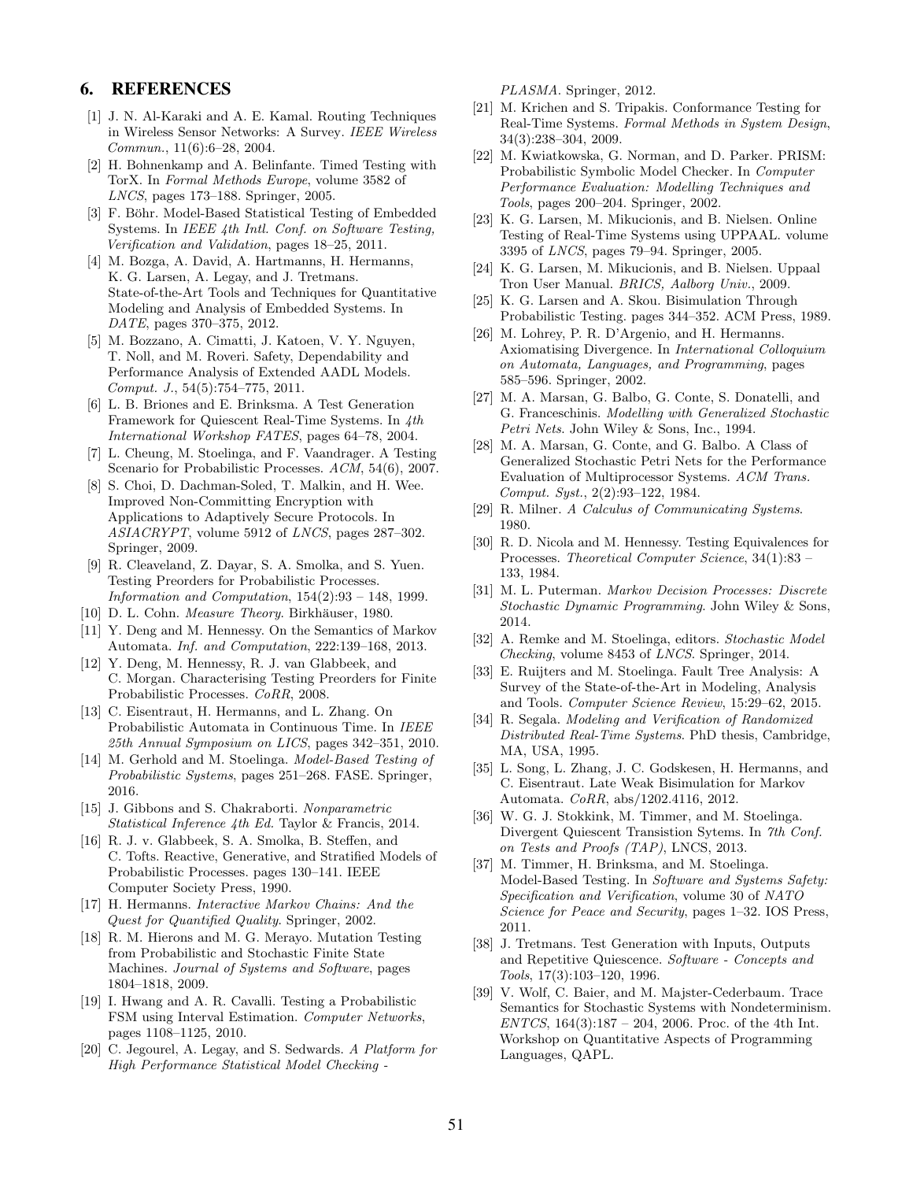## 6. REFERENCES

[1] J. N. Al-Karaki and A. E. Kamal. Routing Techniques in Wireless Sensor Networks: A Survey. *IEEE Wireless Commun.*, 11(6):6–28, 2004.

[2] H. Bohnenkamp and A. Belinfante. Timed Testing with TorX. In *Formal Methods Europe*, volume 3582 of *LNCS*, pages 173–188. Springer, 2005.

[3] F. Böhr. Model-Based Statistical Testing of Embedded Systems. In *IEEE 4th Intl. Conf. on Software Testing, Verification and Validation*, pages 18–25, 2011.

[4] M. Bozga, A. David, A. Hartmanns, H. Hermanns, K. G. Larsen, A. Legay, and J. Tretmans. State-of-the-Art Tools and Techniques for Quantitative Modeling and Analysis of Embedded Systems. In *DATE*, pages 370–375, 2012.

[5] M. Bozzano, A. Cimatti, J. Katoen, V. Y. Nguyen, T. Noll, and M. Roveri. Safety, Dependability and Performance Analysis of Extended AADL Models. *Comput. J.*, 54(5):754–775, 2011.

[6] L. B. Briones and E. Brinksma. A Test Generation Framework for Quiescent Real-Time Systems. In *4th International Workshop FATES*, pages 64–78, 2004.

[7] L. Cheung, M. Stoelinga, and F. Vaandrager. A Testing Scenario for Probabilistic Processes. *ACM*, 54(6), 2007.

[8] S. Choi, D. Dachman-Soled, T. Malkin, and H. Wee. Improved Non-Committing Encryption with Applications to Adaptively Secure Protocols. In *ASIACRYPT*, volume 5912 of *LNCS*, pages 287–302. Springer, 2009.

[9] R. Cleaveland, Z. Dayar, S. A. Smolka, and S. Yuen. Testing Preorders for Probabilistic Processes. *Information and Computation*, 154(2):93 – 148, 1999.

[10] D. L. Cohn. *Measure Theory*. Birkhäuser, 1980.

[11] Y. Deng and M. Hennessy. On the Semantics of Markov Automata. *Inf. and Computation*, 222:139–168, 2013.

[12] Y. Deng, M. Hennessy, R. J. van Glabbeek, and C. Morgan. Characterising Testing Preorders for Finite Probabilistic Processes. *CoRR*, 2008.

[13] C. Eisentraut, H. Hermanns, and L. Zhang. On Probabilistic Automata in Continuous Time. In *IEEE 25th Annual Symposium on LICS*, pages 342–351, 2010.

[14] M. Gerhold and M. Stoelinga. *Model-Based Testing of Probabilistic Systems*, pages 251–268. FASE. Springer, 2016.

[15] J. Gibbons and S. Chakraborti. *Nonparametric Statistical Inference 4th Ed.* Taylor & Francis, 2014.

[16] R. J. v. Glabbeek, S. A. Smolka, B. Steffen, and C. Tofts. Reactive, Generative, and Stratified Models of Probabilistic Processes. pages 130–141. IEEE Computer Society Press, 1990.

[17] H. Hermanns. *Interactive Markov Chains: And the Quest for Quantified Quality*. Springer, 2002.

[18] R. M. Hierons and M. G. Merayo. Mutation Testing from Probabilistic and Stochastic Finite State Machines. *Journal of Systems and Software*, pages 1804–1818, 2009.

[19] I. Hwang and A. R. Cavalli. Testing a Probabilistic FSM using Interval Estimation. *Computer Networks*, pages 1108–1125, 2010.

[20] C. Jegourel, A. Legay, and S. Sedwards. *A Platform for High Performance Statistical Model Checking - PLASMA*. Springer, 2012.

[21] M. Krichen and S. Tripakis. Conformance Testing for Real-Time Systems. *Formal Methods in System Design*, 34(3):238–304, 2009.

[22] M. Kwiatkowska, G. Norman, and D. Parker. PRISM: Probabilistic Symbolic Model Checker. In *Computer Performance Evaluation: Modelling Techniques and Tools*, pages 200–204. Springer, 2002.

[23] K. G. Larsen, M. Mikucionis, and B. Nielsen. Online Testing of Real-Time Systems using UPPAAL. volume 3395 of *LNCS*, pages 79–94. Springer, 2005.

[24] K. G. Larsen, M. Mikucionis, and B. Nielsen. Uppaal Tron User Manual. *BRICS, Aalborg Univ.*, 2009.

[25] K. G. Larsen and A. Skou. Bisimulation Through Probabilistic Testing. pages 344–352. ACM Press, 1989.

[26] M. Lohrey, P. R. D'Argenio, and H. Hermanns. Axiomatising Divergence. In *International Colloquium on Automata, Languages, and Programming*, pages 585–596. Springer, 2002.

[27] M. A. Marsan, G. Balbo, G. Conte, S. Donatelli, and G. Franceschinis. *Modelling with Generalized Stochastic Petri Nets*. John Wiley & Sons, Inc., 1994.

[28] M. A. Marsan, G. Conte, and G. Balbo. A Class of Generalized Stochastic Petri Nets for the Performance Evaluation of Multiprocessor Systems. *ACM Trans. Comput. Syst.*, 2(2):93–122, 1984.

[29] R. Milner. *A Calculus of Communicating Systems*. 1980.

[30] R. D. Nicola and M. Hennessy. Testing Equivalences for Processes. *Theoretical Computer Science*, 34(1):83 – 133, 1984.

[31] M. L. Puterman. *Markov Decision Processes: Discrete Stochastic Dynamic Programming*. John Wiley & Sons, 2014.

[32] A. Remke and M. Stoelinga, editors. *Stochastic Model Checking*, volume 8453 of *LNCS*. Springer, 2014.

[33] E. Ruijters and M. Stoelinga. Fault Tree Analysis: A Survey of the State-of-the-Art in Modeling, Analysis and Tools. *Computer Science Review*, 15:29–62, 2015.

[34] R. Segala. *Modeling and Verification of Randomized Distributed Real-Time Systems*. PhD thesis, Cambridge, MA, USA, 1995.

[35] L. Song, L. Zhang, J. C. Godskesen, H. Hermanns, and C. Eisentraut. Late Weak Bisimulation for Markov Automata. *CoRR*, abs/1202.4116, 2012.

[36] W. G. J. Stokkink, M. Timmer, and M. Stoelinga. Divergent Quiescent Transistion Sytems. In *7th Conf. on Tests and Proofs (TAP)*, LNCS, 2013.

[37] M. Timmer, H. Brinksma, and M. Stoelinga. Model-Based Testing. In *Software and Systems Safety: Specification and Verification*, volume 30 of *NATO Science for Peace and Security*, pages 1–32. IOS Press, 2011.

[38] J. Tretmans. Test Generation with Inputs, Outputs and Repetitive Quiescence. *Software - Concepts and Tools*, 17(3):103–120, 1996.

[39] V. Wolf, C. Baier, and M. Majster-Cederbaum. Trace Semantics for Stochastic Systems with Nondeterminism. *ENTCS*, 164(3):187 – 204, 2006. Proc. of the 4th Int. Workshop on Quantitative Aspects of Programming Languages, QAPL.